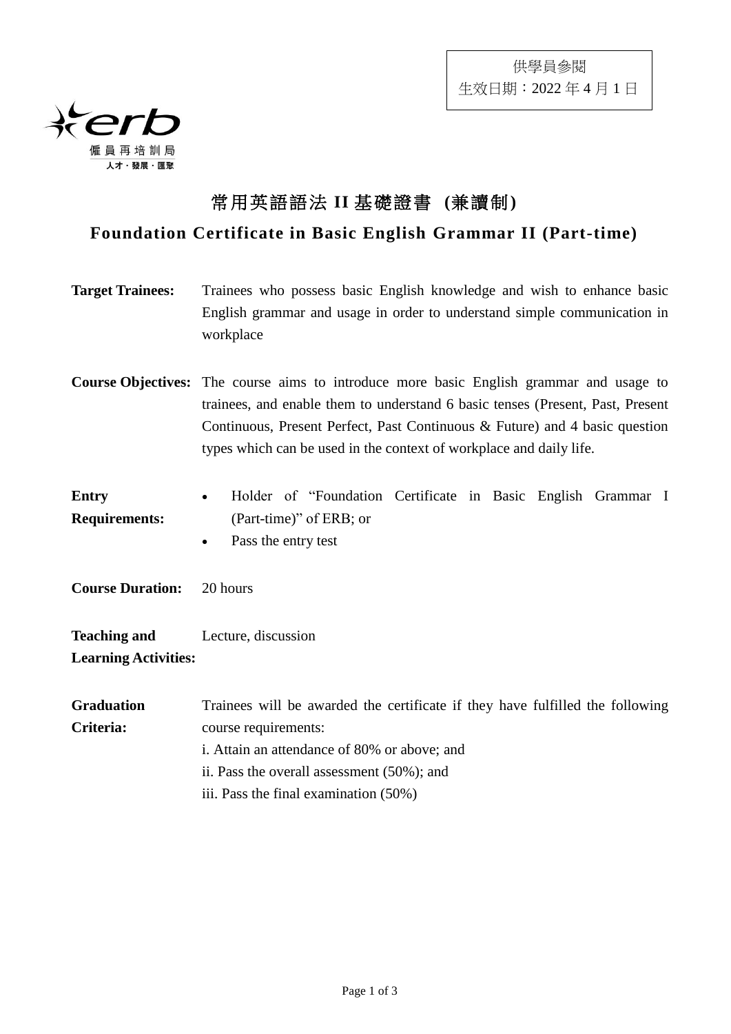供學員參閱
生效日期：2022 年 4 月 1 日

僱員再培訓局
人才・發展・匯聚

# 常用英語語法 II 基礎證書 (兼讀制)

# Foundation Certificate in Basic English Grammar II (Part-time)

**Target Trainees:** Trainees who possess basic English knowledge and wish to enhance basic English grammar and usage in order to understand simple communication in workplace

**Course Objectives:** The course aims to introduce more basic English grammar and usage to trainees, and enable them to understand 6 basic tenses (Present, Past, Present Continuous, Present Perfect, Past Continuous & Future) and 4 basic question types which can be used in the context of workplace and daily life.

**Entry Requirements:**

- Holder of "Foundation Certificate in Basic English Grammar I (Part-time)" of ERB; or
- Pass the entry test

**Course Duration:** 20 hours

**Teaching and Learning Activities:** Lecture, discussion

**Graduation Criteria:** Trainees will be awarded the certificate if they have fulfilled the following course requirements:

i. Attain an attendance of 80% or above; and
ii. Pass the overall assessment (50%); and
iii. Pass the final examination (50%)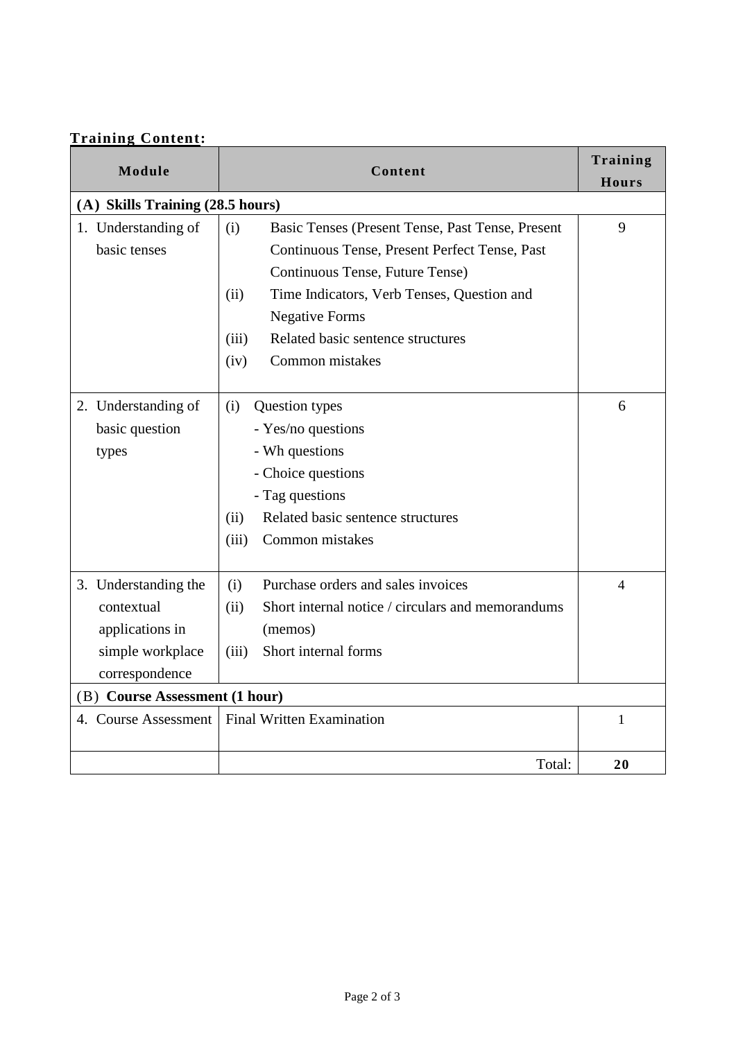**Training Content:**

| Module | Content | Training Hours |
|---|---|---|
| **(A) Skills Training (28.5 hours)** | | |
| 1. Understanding of basic tenses | (i) Basic Tenses (Present Tense, Past Tense, Present Continuous Tense, Present Perfect Tense, Past Continuous Tense, Future Tense)<br>(ii) Time Indicators, Verb Tenses, Question and Negative Forms<br>(iii) Related basic sentence structures<br>(iv) Common mistakes | 9 |
| 2. Understanding of basic question types | (i) Question types<br>- Yes/no questions<br>- Wh questions<br>- Choice questions<br>- Tag questions<br>(ii) Related basic sentence structures<br>(iii) Common mistakes | 6 |
| 3. Understanding the contextual applications in simple workplace correspondence | (i) Purchase orders and sales invoices<br>(ii) Short internal notice / circulars and memorandums (memos)<br>(iii) Short internal forms | 4 |
| (B) **Course Assessment (1 hour)** | | |
| 4. Course Assessment | Final Written Examination | 1 |
| | Total: | **20** |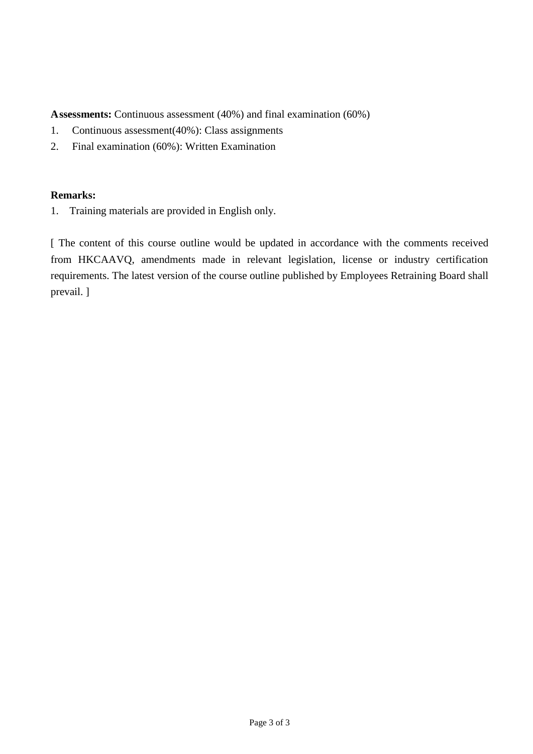**Assessments:** Continuous assessment (40%) and final examination (60%)

1. Continuous assessment(40%): Class assignments
2. Final examination (60%): Written Examination

**Remarks:**

1. Training materials are provided in English only.

[ The content of this course outline would be updated in accordance with the comments received from HKCAAVQ, amendments made in relevant legislation, license or industry certification requirements. The latest version of the course outline published by Employees Retraining Board shall prevail. ]